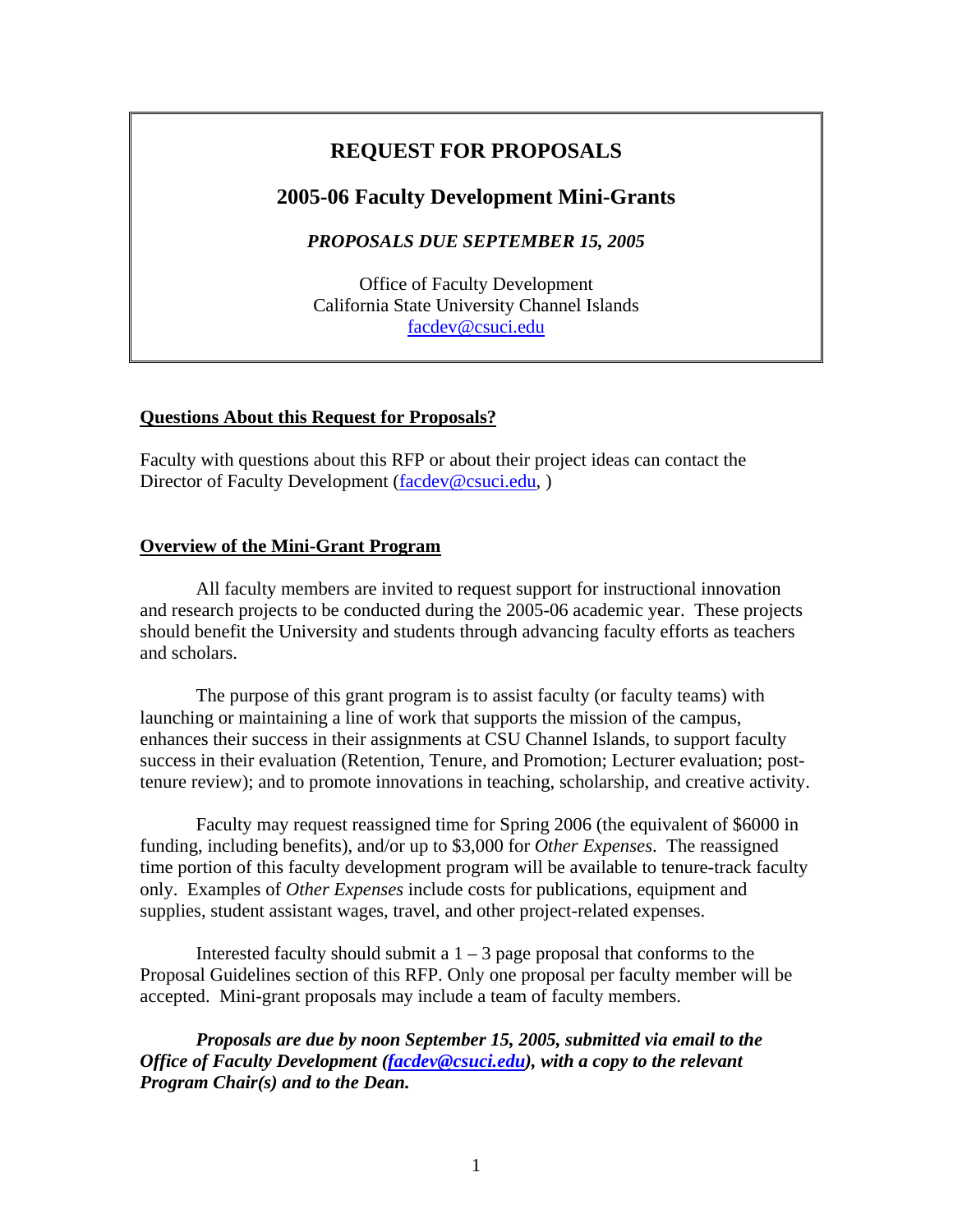# REQUEST FOR PROPOSALS

## 2005-06 Faculty Development Mini-Grants

***PROPOSALS DUE SEPTEMBER 15, 2005***

Office of Faculty Development
California State University Channel Islands
facdev@csuci.edu

**Questions About this Request for Proposals?**

Faculty with questions about this RFP or about their project ideas can contact the Director of Faculty Development (facdev@csuci.edu, )

**Overview of the Mini-Grant Program**

All faculty members are invited to request support for instructional innovation and research projects to be conducted during the 2005-06 academic year. These projects should benefit the University and students through advancing faculty efforts as teachers and scholars.

The purpose of this grant program is to assist faculty (or faculty teams) with launching or maintaining a line of work that supports the mission of the campus, enhances their success in their assignments at CSU Channel Islands, to support faculty success in their evaluation (Retention, Tenure, and Promotion; Lecturer evaluation; post-tenure review); and to promote innovations in teaching, scholarship, and creative activity.

Faculty may request reassigned time for Spring 2006 (the equivalent of $6000 in funding, including benefits), and/or up to $3,000 for *Other Expenses*. The reassigned time portion of this faculty development program will be available to tenure-track faculty only. Examples of *Other Expenses* include costs for publications, equipment and supplies, student assistant wages, travel, and other project-related expenses.

Interested faculty should submit a 1 – 3 page proposal that conforms to the Proposal Guidelines section of this RFP. Only one proposal per faculty member will be accepted. Mini-grant proposals may include a team of faculty members.

***Proposals are due by noon September 15, 2005, submitted via email to the Office of Faculty Development (facdev@csuci.edu), with a copy to the relevant Program Chair(s) and to the Dean.***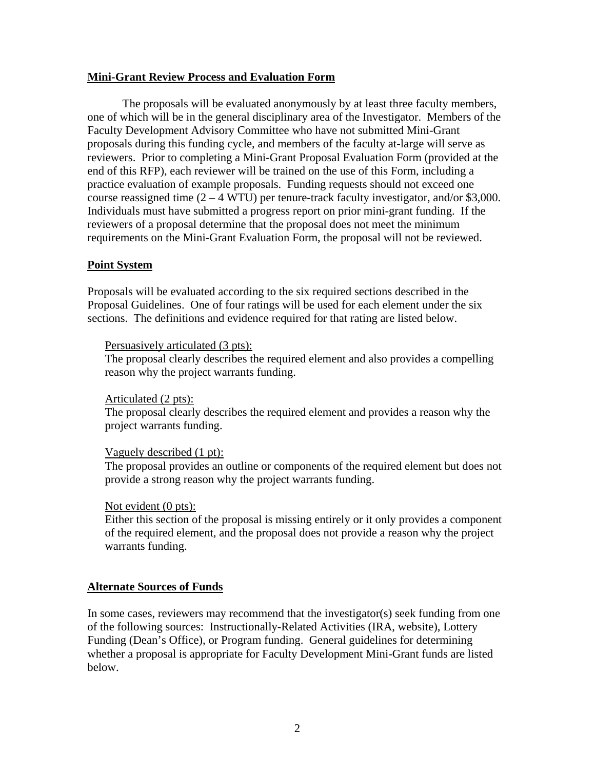## Mini-Grant Review Process and Evaluation Form

The proposals will be evaluated anonymously by at least three faculty members, one of which will be in the general disciplinary area of the Investigator. Members of the Faculty Development Advisory Committee who have not submitted Mini-Grant proposals during this funding cycle, and members of the faculty at-large will serve as reviewers. Prior to completing a Mini-Grant Proposal Evaluation Form (provided at the end of this RFP), each reviewer will be trained on the use of this Form, including a practice evaluation of example proposals. Funding requests should not exceed one course reassigned time (2 – 4 WTU) per tenure-track faculty investigator, and/or $3,000. Individuals must have submitted a progress report on prior mini-grant funding. If the reviewers of a proposal determine that the proposal does not meet the minimum requirements on the Mini-Grant Evaluation Form, the proposal will not be reviewed.

## Point System

Proposals will be evaluated according to the six required sections described in the Proposal Guidelines. One of four ratings will be used for each element under the six sections. The definitions and evidence required for that rating are listed below.

<u>Persuasively articulated (3 pts):</u>
The proposal clearly describes the required element and also provides a compelling reason why the project warrants funding.

<u>Articulated (2 pts):</u>
The proposal clearly describes the required element and provides a reason why the project warrants funding.

<u>Vaguely described (1 pt):</u>
The proposal provides an outline or components of the required element but does not provide a strong reason why the project warrants funding.

<u>Not evident (0 pts):</u>
Either this section of the proposal is missing entirely or it only provides a component of the required element, and the proposal does not provide a reason why the project warrants funding.

## Alternate Sources of Funds

In some cases, reviewers may recommend that the investigator(s) seek funding from one of the following sources: Instructionally-Related Activities (IRA, website), Lottery Funding (Dean's Office), or Program funding. General guidelines for determining whether a proposal is appropriate for Faculty Development Mini-Grant funds are listed below.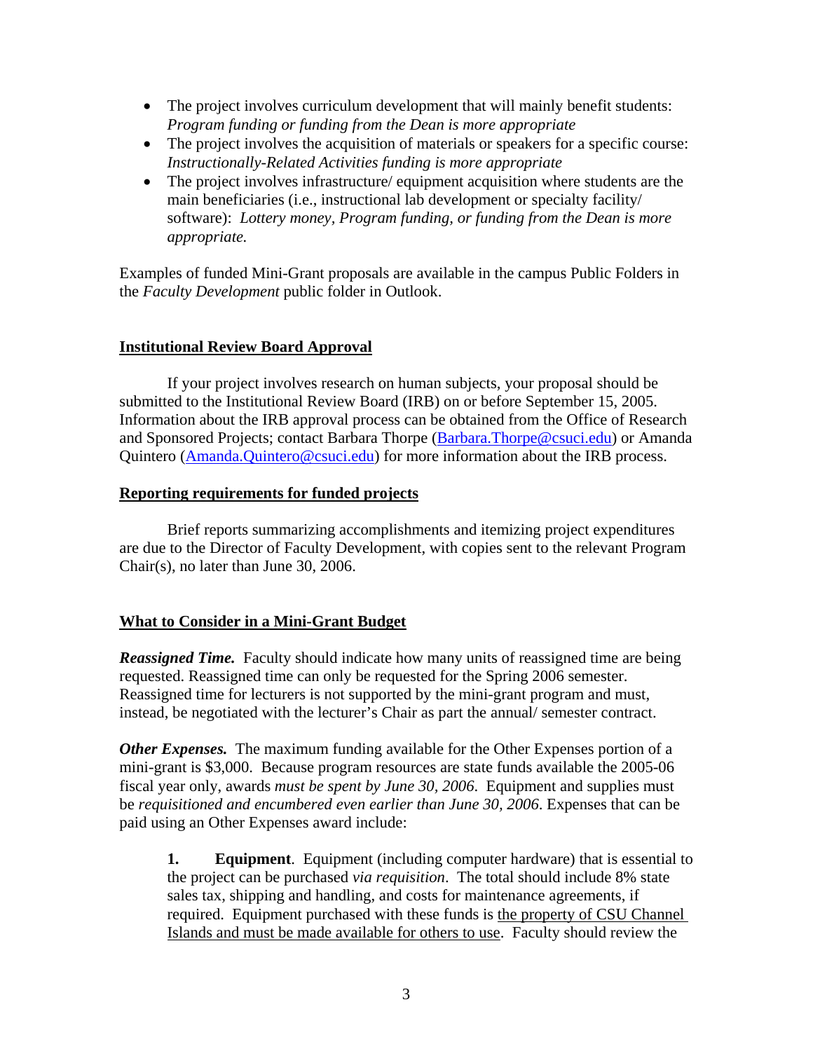- The project involves curriculum development that will mainly benefit students: *Program funding or funding from the Dean is more appropriate*
- The project involves the acquisition of materials or speakers for a specific course: *Instructionally-Related Activities funding is more appropriate*
- The project involves infrastructure/ equipment acquisition where students are the main beneficiaries (i.e., instructional lab development or specialty facility/ software): *Lottery money, Program funding, or funding from the Dean is more appropriate.*

Examples of funded Mini-Grant proposals are available in the campus Public Folders in the *Faculty Development* public folder in Outlook.

## Institutional Review Board Approval

If your project involves research on human subjects, your proposal should be submitted to the Institutional Review Board (IRB) on or before September 15, 2005. Information about the IRB approval process can be obtained from the Office of Research and Sponsored Projects; contact Barbara Thorpe (Barbara.Thorpe@csuci.edu) or Amanda Quintero (Amanda.Quintero@csuci.edu) for more information about the IRB process.

## Reporting requirements for funded projects

Brief reports summarizing accomplishments and itemizing project expenditures are due to the Director of Faculty Development, with copies sent to the relevant Program Chair(s), no later than June 30, 2006.

## What to Consider in a Mini-Grant Budget

***Reassigned Time.*** Faculty should indicate how many units of reassigned time are being requested. Reassigned time can only be requested for the Spring 2006 semester. Reassigned time for lecturers is not supported by the mini-grant program and must, instead, be negotiated with the lecturer's Chair as part the annual/ semester contract.

***Other Expenses.*** The maximum funding available for the Other Expenses portion of a mini-grant is $3,000. Because program resources are state funds available the 2005-06 fiscal year only, awards *must be spent by June 30, 2006*. Equipment and supplies must be *requisitioned and encumbered even earlier than June 30, 2006*. Expenses that can be paid using an Other Expenses award include:

> **1. Equipment**. Equipment (including computer hardware) that is essential to the project can be purchased *via requisition*. The total should include 8% state sales tax, shipping and handling, and costs for maintenance agreements, if required. Equipment purchased with these funds is the property of CSU Channel Islands and must be made available for others to use. Faculty should review the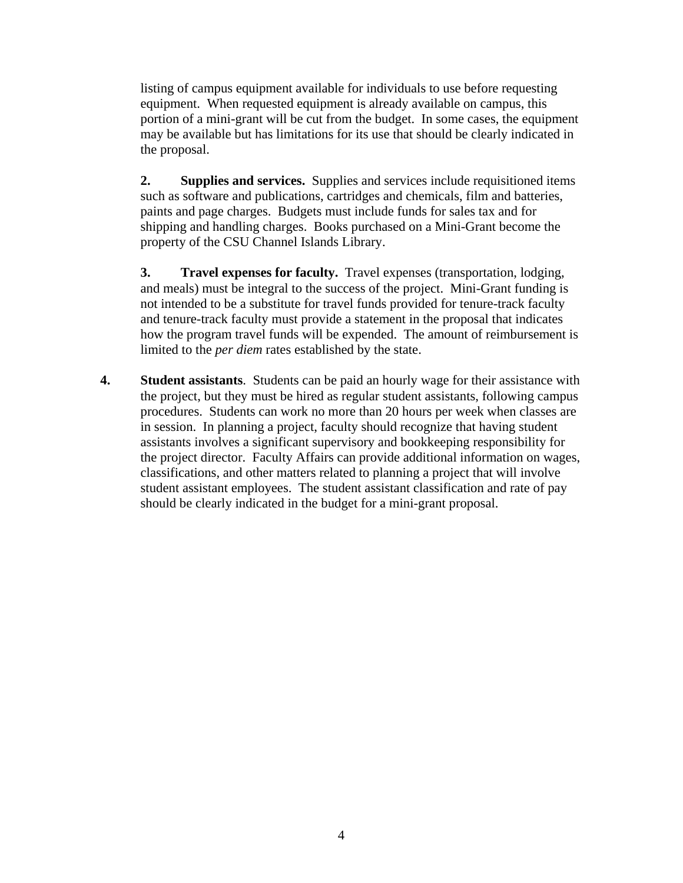listing of campus equipment available for individuals to use before requesting equipment. When requested equipment is already available on campus, this portion of a mini-grant will be cut from the budget. In some cases, the equipment may be available but has limitations for its use that should be clearly indicated in the proposal.

**2. Supplies and services.** Supplies and services include requisitioned items such as software and publications, cartridges and chemicals, film and batteries, paints and page charges. Budgets must include funds for sales tax and for shipping and handling charges. Books purchased on a Mini-Grant become the property of the CSU Channel Islands Library.

**3. Travel expenses for faculty.** Travel expenses (transportation, lodging, and meals) must be integral to the success of the project. Mini-Grant funding is not intended to be a substitute for travel funds provided for tenure-track faculty and tenure-track faculty must provide a statement in the proposal that indicates how the program travel funds will be expended. The amount of reimbursement is limited to the *per diem* rates established by the state.

**4. Student assistants**. Students can be paid an hourly wage for their assistance with the project, but they must be hired as regular student assistants, following campus procedures. Students can work no more than 20 hours per week when classes are in session. In planning a project, faculty should recognize that having student assistants involves a significant supervisory and bookkeeping responsibility for the project director. Faculty Affairs can provide additional information on wages, classifications, and other matters related to planning a project that will involve student assistant employees. The student assistant classification and rate of pay should be clearly indicated in the budget for a mini-grant proposal.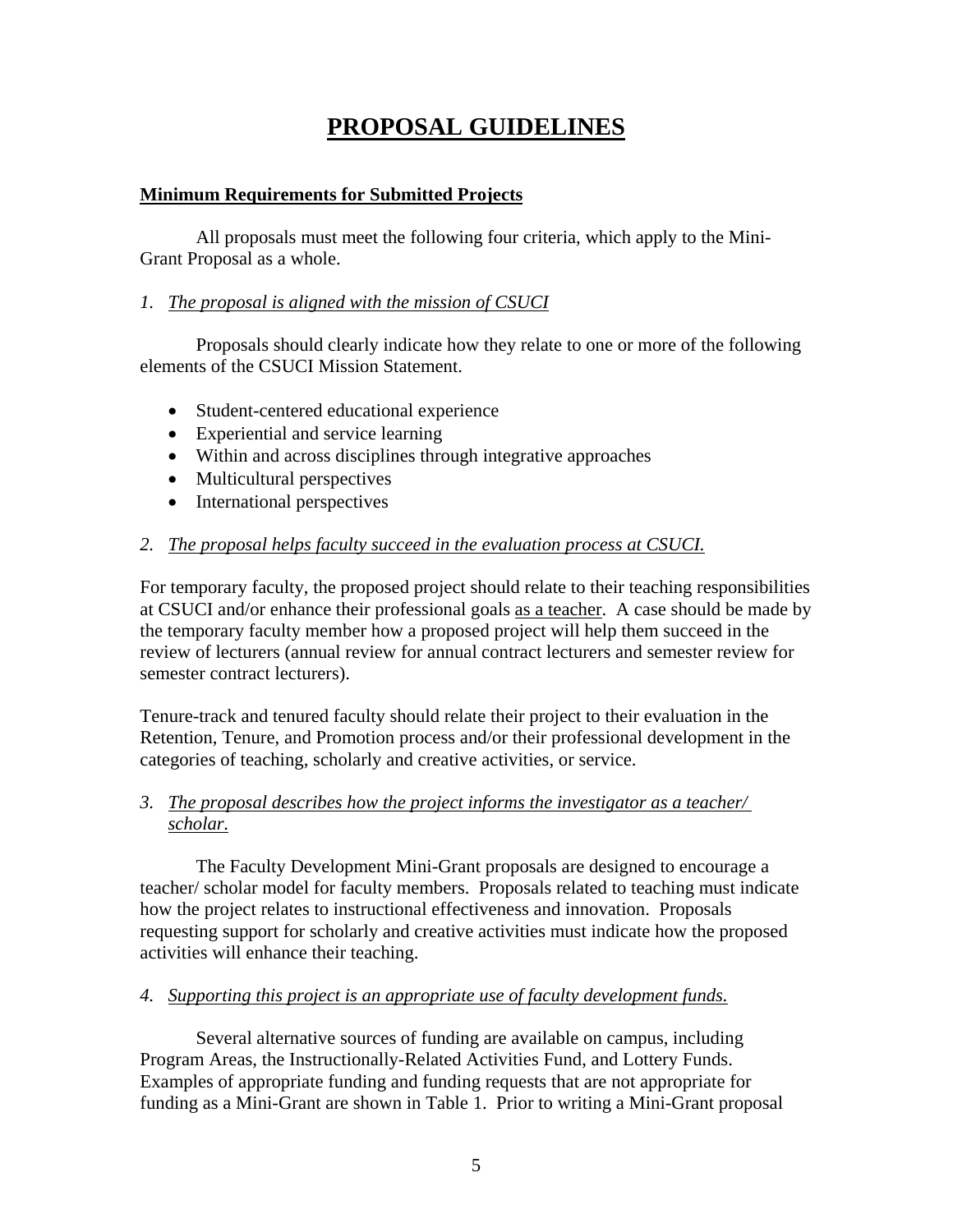# PROPOSAL GUIDELINES

## Minimum Requirements for Submitted Projects

All proposals must meet the following four criteria, which apply to the Mini-Grant Proposal as a whole.

### *1. The proposal is aligned with the mission of CSUCI*

Proposals should clearly indicate how they relate to one or more of the following elements of the CSUCI Mission Statement.

- Student-centered educational experience
- Experiential and service learning
- Within and across disciplines through integrative approaches
- Multicultural perspectives
- International perspectives

### *2. The proposal helps faculty succeed in the evaluation process at CSUCI.*

For temporary faculty, the proposed project should relate to their teaching responsibilities at CSUCI and/or enhance their professional goals as a teacher. A case should be made by the temporary faculty member how a proposed project will help them succeed in the review of lecturers (annual review for annual contract lecturers and semester review for semester contract lecturers).

Tenure-track and tenured faculty should relate their project to their evaluation in the Retention, Tenure, and Promotion process and/or their professional development in the categories of teaching, scholarly and creative activities, or service.

### *3. The proposal describes how the project informs the investigator as a teacher/ scholar.*

The Faculty Development Mini-Grant proposals are designed to encourage a teacher/ scholar model for faculty members. Proposals related to teaching must indicate how the project relates to instructional effectiveness and innovation. Proposals requesting support for scholarly and creative activities must indicate how the proposed activities will enhance their teaching.

### *4. Supporting this project is an appropriate use of faculty development funds.*

Several alternative sources of funding are available on campus, including Program Areas, the Instructionally-Related Activities Fund, and Lottery Funds. Examples of appropriate funding and funding requests that are not appropriate for funding as a Mini-Grant are shown in Table 1. Prior to writing a Mini-Grant proposal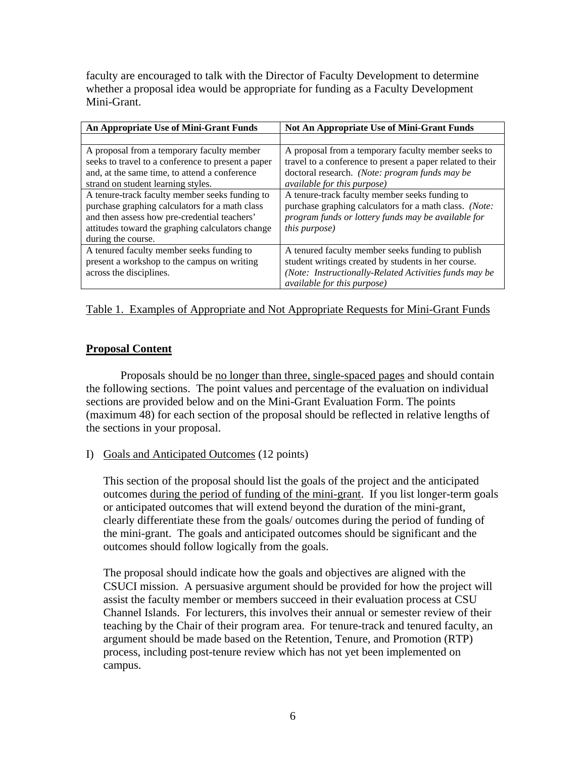faculty are encouraged to talk with the Director of Faculty Development to determine whether a proposal idea would be appropriate for funding as a Faculty Development Mini-Grant.

| **An Appropriate Use of Mini-Grant Funds** | **Not An Appropriate Use of Mini-Grant Funds** |
|---|---|
| | |
| A proposal from a temporary faculty member seeks to travel to a conference to present a paper and, at the same time, to attend a conference strand on student learning styles. | A proposal from a temporary faculty member seeks to travel to a conference to present a paper related to their doctoral research. *(Note: program funds may be available for this purpose)* |
| A tenure-track faculty member seeks funding to purchase graphing calculators for a math class and then assess how pre-credential teachers' attitudes toward the graphing calculators change during the course. | A tenure-track faculty member seeks funding to purchase graphing calculators for a math class. *(Note: program funds or lottery funds may be available for this purpose)* |
| A tenured faculty member seeks funding to present a workshop to the campus on writing across the disciplines. | A tenured faculty member seeks funding to publish student writings created by students in her course. *(Note: Instructionally-Related Activities funds may be available for this purpose)* |

Table 1. Examples of Appropriate and Not Appropriate Requests for Mini-Grant Funds

## Proposal Content

Proposals should be no longer than three, single-spaced pages and should contain the following sections. The point values and percentage of the evaluation on individual sections are provided below and on the Mini-Grant Evaluation Form. The points (maximum 48) for each section of the proposal should be reflected in relative lengths of the sections in your proposal.

I) Goals and Anticipated Outcomes (12 points)

This section of the proposal should list the goals of the project and the anticipated outcomes during the period of funding of the mini-grant. If you list longer-term goals or anticipated outcomes that will extend beyond the duration of the mini-grant, clearly differentiate these from the goals/ outcomes during the period of funding of the mini-grant. The goals and anticipated outcomes should be significant and the outcomes should follow logically from the goals.

The proposal should indicate how the goals and objectives are aligned with the CSUCI mission. A persuasive argument should be provided for how the project will assist the faculty member or members succeed in their evaluation process at CSU Channel Islands. For lecturers, this involves their annual or semester review of their teaching by the Chair of their program area. For tenure-track and tenured faculty, an argument should be made based on the Retention, Tenure, and Promotion (RTP) process, including post-tenure review which has not yet been implemented on campus.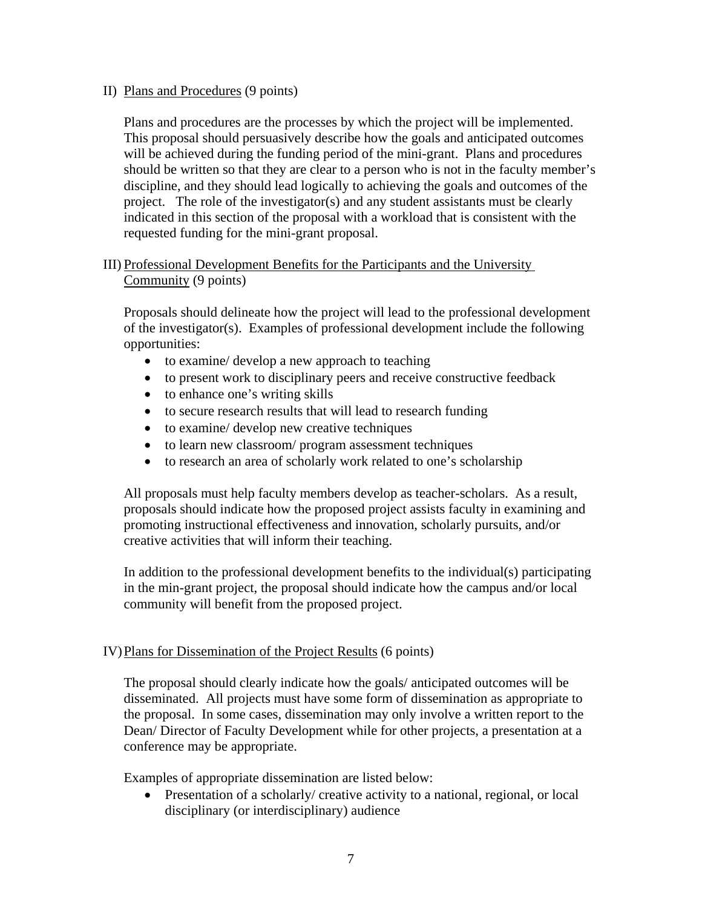II) Plans and Procedures (9 points)

Plans and procedures are the processes by which the project will be implemented. This proposal should persuasively describe how the goals and anticipated outcomes will be achieved during the funding period of the mini-grant. Plans and procedures should be written so that they are clear to a person who is not in the faculty member's discipline, and they should lead logically to achieving the goals and outcomes of the project. The role of the investigator(s) and any student assistants must be clearly indicated in this section of the proposal with a workload that is consistent with the requested funding for the mini-grant proposal.

III) Professional Development Benefits for the Participants and the University Community (9 points)

Proposals should delineate how the project will lead to the professional development of the investigator(s). Examples of professional development include the following opportunities:

- to examine/ develop a new approach to teaching
- to present work to disciplinary peers and receive constructive feedback
- to enhance one's writing skills
- to secure research results that will lead to research funding
- to examine/ develop new creative techniques
- to learn new classroom/ program assessment techniques
- to research an area of scholarly work related to one's scholarship

All proposals must help faculty members develop as teacher-scholars. As a result, proposals should indicate how the proposed project assists faculty in examining and promoting instructional effectiveness and innovation, scholarly pursuits, and/or creative activities that will inform their teaching.

In addition to the professional development benefits to the individual(s) participating in the min-grant project, the proposal should indicate how the campus and/or local community will benefit from the proposed project.

IV) Plans for Dissemination of the Project Results (6 points)

The proposal should clearly indicate how the goals/ anticipated outcomes will be disseminated. All projects must have some form of dissemination as appropriate to the proposal. In some cases, dissemination may only involve a written report to the Dean/ Director of Faculty Development while for other projects, a presentation at a conference may be appropriate.

Examples of appropriate dissemination are listed below:

- Presentation of a scholarly/ creative activity to a national, regional, or local disciplinary (or interdisciplinary) audience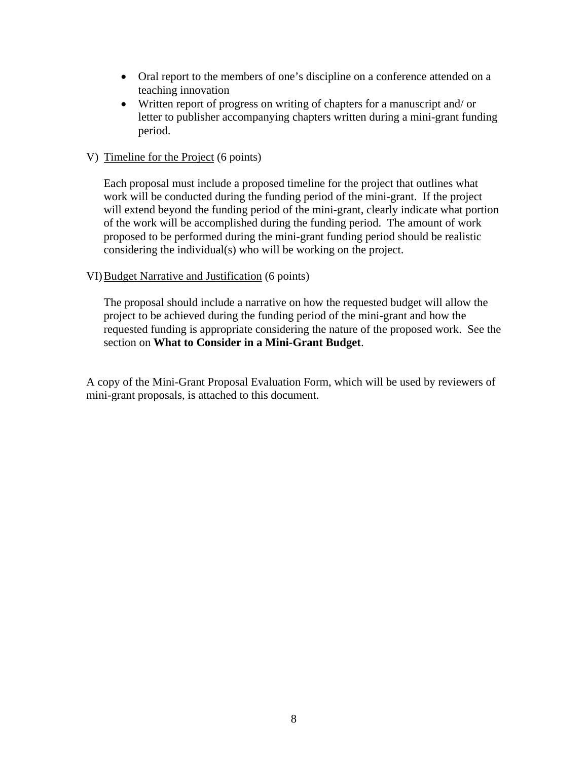- Oral report to the members of one's discipline on a conference attended on a teaching innovation
- Written report of progress on writing of chapters for a manuscript and/ or letter to publisher accompanying chapters written during a mini-grant funding period.

V) Timeline for the Project (6 points)

Each proposal must include a proposed timeline for the project that outlines what work will be conducted during the funding period of the mini-grant. If the project will extend beyond the funding period of the mini-grant, clearly indicate what portion of the work will be accomplished during the funding period. The amount of work proposed to be performed during the mini-grant funding period should be realistic considering the individual(s) who will be working on the project.

VI) Budget Narrative and Justification (6 points)

The proposal should include a narrative on how the requested budget will allow the project to be achieved during the funding period of the mini-grant and how the requested funding is appropriate considering the nature of the proposed work. See the section on **What to Consider in a Mini-Grant Budget**.

A copy of the Mini-Grant Proposal Evaluation Form, which will be used by reviewers of mini-grant proposals, is attached to this document.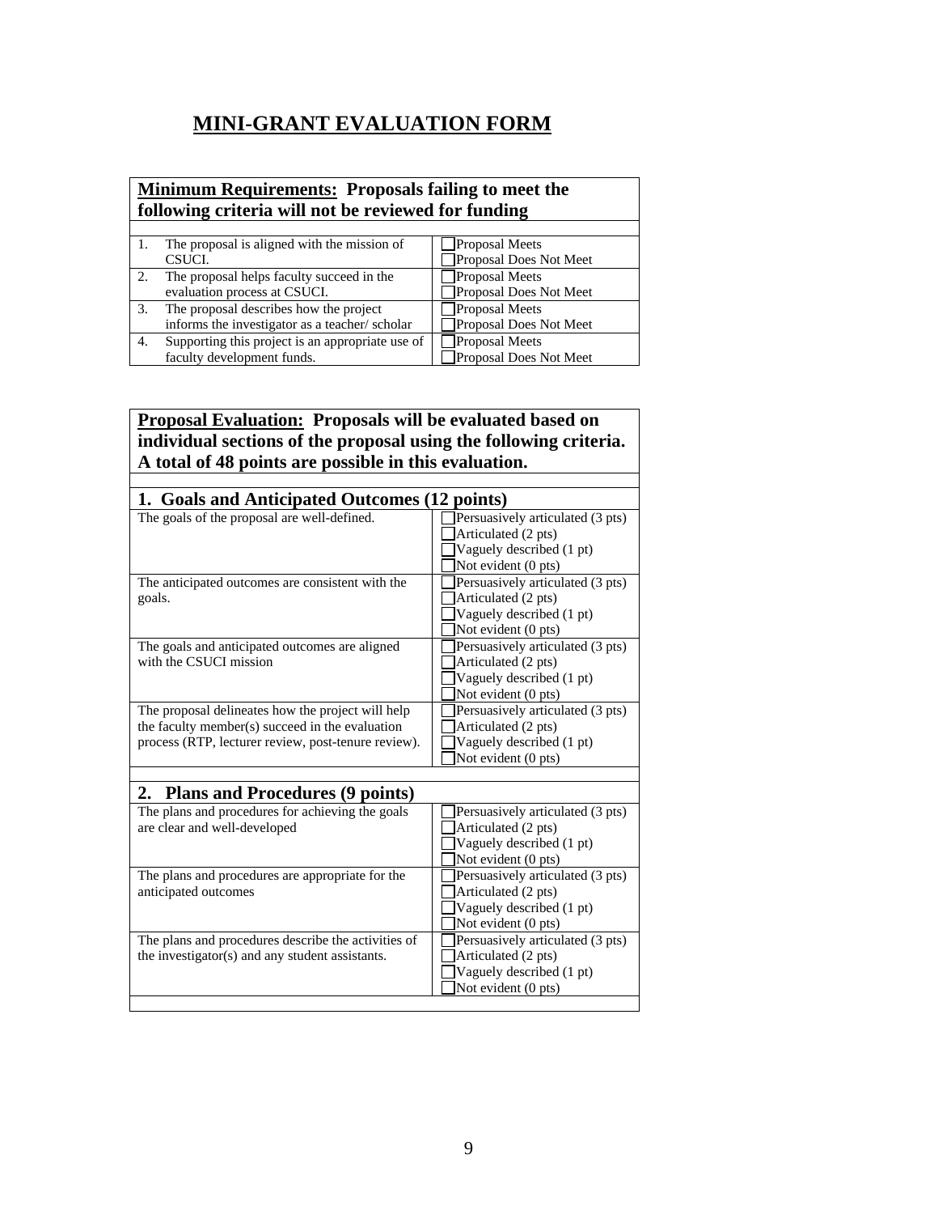# MINI-GRANT EVALUATION FORM

| **Minimum Requirements: Proposals failing to meet the following criteria will not be reviewed for funding** | |
|---|---|
| 1. The proposal is aligned with the mission of CSUCI. | ☐ Proposal Meets<br>☐ Proposal Does Not Meet |
| 2. The proposal helps faculty succeed in the evaluation process at CSUCI. | ☐ Proposal Meets<br>☐ Proposal Does Not Meet |
| 3. The proposal describes how the project informs the investigator as a teacher/ scholar | ☐ Proposal Meets<br>☐ Proposal Does Not Meet |
| 4. Supporting this project is an appropriate use of faculty development funds. | ☐ Proposal Meets<br>☐ Proposal Does Not Meet |

| **Proposal Evaluation: Proposals will be evaluated based on individual sections of the proposal using the following criteria. A total of 48 points are possible in this evaluation.** | |
|---|---|
| **1. Goals and Anticipated Outcomes (12 points)** | |
| The goals of the proposal are well-defined. | ☐ Persuasively articulated (3 pts)<br>☐ Articulated (2 pts)<br>☐ Vaguely described (1 pt)<br>☐ Not evident (0 pts) |
| The anticipated outcomes are consistent with the goals. | ☐ Persuasively articulated (3 pts)<br>☐ Articulated (2 pts)<br>☐ Vaguely described (1 pt)<br>☐ Not evident (0 pts) |
| The goals and anticipated outcomes are aligned with the CSUCI mission | ☐ Persuasively articulated (3 pts)<br>☐ Articulated (2 pts)<br>☐ Vaguely described (1 pt)<br>☐ Not evident (0 pts) |
| The proposal delineates how the project will help the faculty member(s) succeed in the evaluation process (RTP, lecturer review, post-tenure review). | ☐ Persuasively articulated (3 pts)<br>☐ Articulated (2 pts)<br>☐ Vaguely described (1 pt)<br>☐ Not evident (0 pts) |
| **2. Plans and Procedures (9 points)** | |
| The plans and procedures for achieving the goals are clear and well-developed | ☐ Persuasively articulated (3 pts)<br>☐ Articulated (2 pts)<br>☐ Vaguely described (1 pt)<br>☐ Not evident (0 pts) |
| The plans and procedures are appropriate for the anticipated outcomes | ☐ Persuasively articulated (3 pts)<br>☐ Articulated (2 pts)<br>☐ Vaguely described (1 pt)<br>☐ Not evident (0 pts) |
| The plans and procedures describe the activities of the investigator(s) and any student assistants. | ☐ Persuasively articulated (3 pts)<br>☐ Articulated (2 pts)<br>☐ Vaguely described (1 pt)<br>☐ Not evident (0 pts) |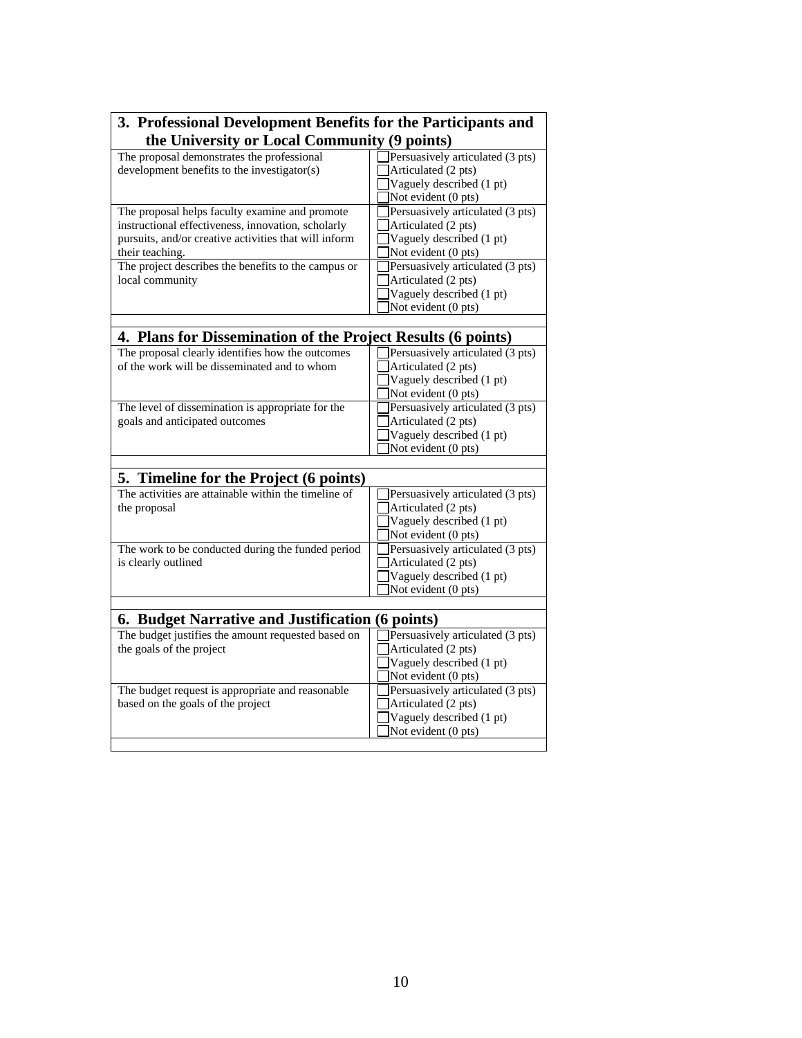| 3. Professional Development Benefits for the Participants and the University or Local Community (9 points) | |
|---|---|
| The proposal demonstrates the professional development benefits to the investigator(s) | ☐ Persuasively articulated (3 pts)<br>☐ Articulated (2 pts)<br>☐ Vaguely described (1 pt)<br>☐ Not evident (0 pts) |
| The proposal helps faculty examine and promote instructional effectiveness, innovation, scholarly pursuits, and/or creative activities that will inform their teaching. | ☐ Persuasively articulated (3 pts)<br>☐ Articulated (2 pts)<br>☐ Vaguely described (1 pt)<br>☐ Not evident (0 pts) |
| The project describes the benefits to the campus or local community | ☐ Persuasively articulated (3 pts)<br>☐ Articulated (2 pts)<br>☐ Vaguely described (1 pt)<br>☐ Not evident (0 pts) |

| 4. Plans for Dissemination of the Project Results (6 points) | |
|---|---|
| The proposal clearly identifies how the outcomes of the work will be disseminated and to whom | ☐ Persuasively articulated (3 pts)<br>☐ Articulated (2 pts)<br>☐ Vaguely described (1 pt)<br>☐ Not evident (0 pts) |
| The level of dissemination is appropriate for the goals and anticipated outcomes | ☐ Persuasively articulated (3 pts)<br>☐ Articulated (2 pts)<br>☐ Vaguely described (1 pt)<br>☐ Not evident (0 pts) |

| 5. Timeline for the Project (6 points) | |
|---|---|
| The activities are attainable within the timeline of the proposal | ☐ Persuasively articulated (3 pts)<br>☐ Articulated (2 pts)<br>☐ Vaguely described (1 pt)<br>☐ Not evident (0 pts) |
| The work to be conducted during the funded period is clearly outlined | ☐ Persuasively articulated (3 pts)<br>☐ Articulated (2 pts)<br>☐ Vaguely described (1 pt)<br>☐ Not evident (0 pts) |

| 6. Budget Narrative and Justification (6 points) | |
|---|---|
| The budget justifies the amount requested based on the goals of the project | ☐ Persuasively articulated (3 pts)<br>☐ Articulated (2 pts)<br>☐ Vaguely described (1 pt)<br>☐ Not evident (0 pts) |
| The budget request is appropriate and reasonable based on the goals of the project | ☐ Persuasively articulated (3 pts)<br>☐ Articulated (2 pts)<br>☐ Vaguely described (1 pt)<br>☐ Not evident (0 pts) |